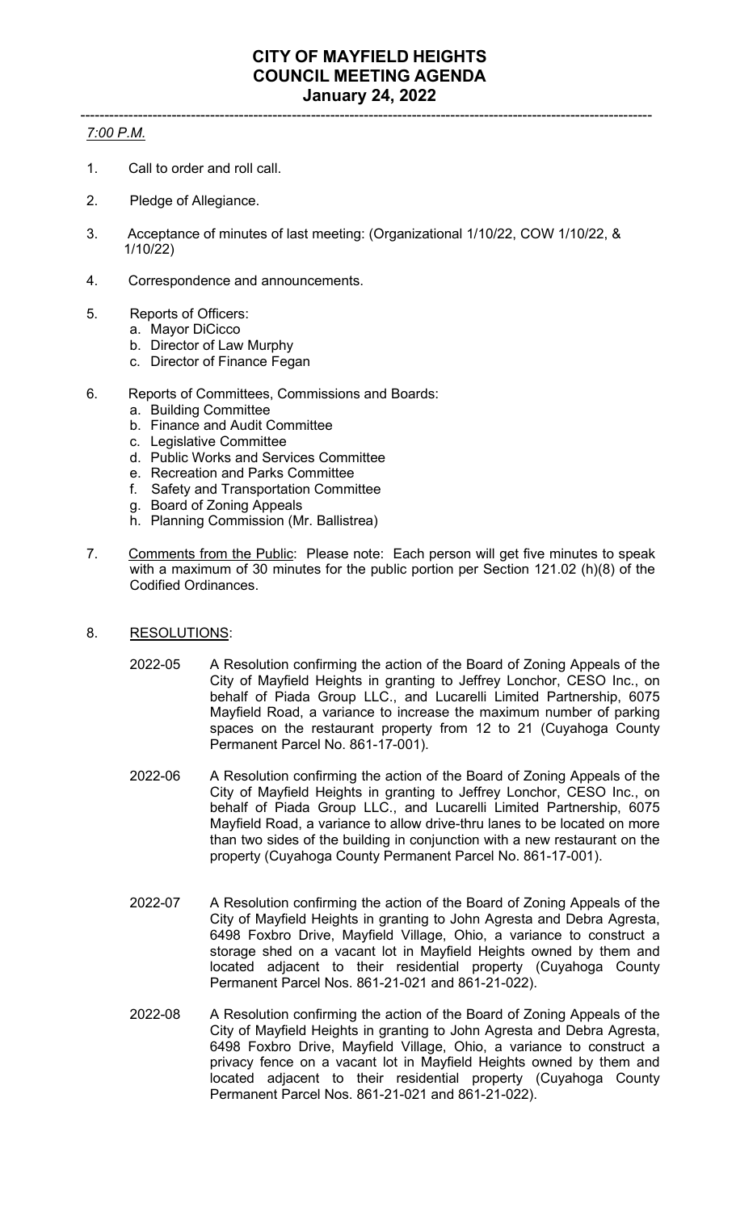# CITY OF MAYFIELD HEIGHTS
# COUNCIL MEETING AGENDA
# January 24, 2022

---

*7:00 P.M.*

1. Call to order and roll call.

2. Pledge of Allegiance.

3. Acceptance of minutes of last meeting: (Organizational 1/10/22, COW 1/10/22, & 1/10/22)

4. Correspondence and announcements.

5. Reports of Officers:
   a. Mayor DiCicco
   b. Director of Law Murphy
   c. Director of Finance Fegan

6. Reports of Committees, Commissions and Boards:
   a. Building Committee
   b. Finance and Audit Committee
   c. Legislative Committee
   d. Public Works and Services Committee
   e. Recreation and Parks Committee
   f. Safety and Transportation Committee
   g. Board of Zoning Appeals
   h. Planning Commission (Mr. Ballistrea)

7. Comments from the Public: Please note: Each person will get five minutes to speak with a maximum of 30 minutes for the public portion per Section 121.02 (h)(8) of the Codified Ordinances.

8. RESOLUTIONS:

   2022-05 A Resolution confirming the action of the Board of Zoning Appeals of the City of Mayfield Heights in granting to Jeffrey Lonchor, CESO Inc., on behalf of Piada Group LLC., and Lucarelli Limited Partnership, 6075 Mayfield Road, a variance to increase the maximum number of parking spaces on the restaurant property from 12 to 21 (Cuyahoga County Permanent Parcel No. 861-17-001).

   2022-06 A Resolution confirming the action of the Board of Zoning Appeals of the City of Mayfield Heights in granting to Jeffrey Lonchor, CESO Inc., on behalf of Piada Group LLC., and Lucarelli Limited Partnership, 6075 Mayfield Road, a variance to allow drive-thru lanes to be located on more than two sides of the building in conjunction with a new restaurant on the property (Cuyahoga County Permanent Parcel No. 861-17-001).

   2022-07 A Resolution confirming the action of the Board of Zoning Appeals of the City of Mayfield Heights in granting to John Agresta and Debra Agresta, 6498 Foxbro Drive, Mayfield Village, a variance to construct a storage shed on a vacant lot in Mayfield Heights owned by them and located adjacent to their residential property (Cuyahoga County Permanent Parcel Nos. 861-21-021 and 861-21-022).

   2022-08 A Resolution confirming the action of the Board of Zoning Appeals of the City of Mayfield Heights in granting to John Agresta and Debra Agresta, 6498 Foxbro Drive, Mayfield Village, Ohio, a variance to construct a privacy fence on a vacant lot in Mayfield Heights owned by them and located adjacent to their residential property (Cuyahoga County Permanent Parcel Nos. 861-21-021 and 861-21-022).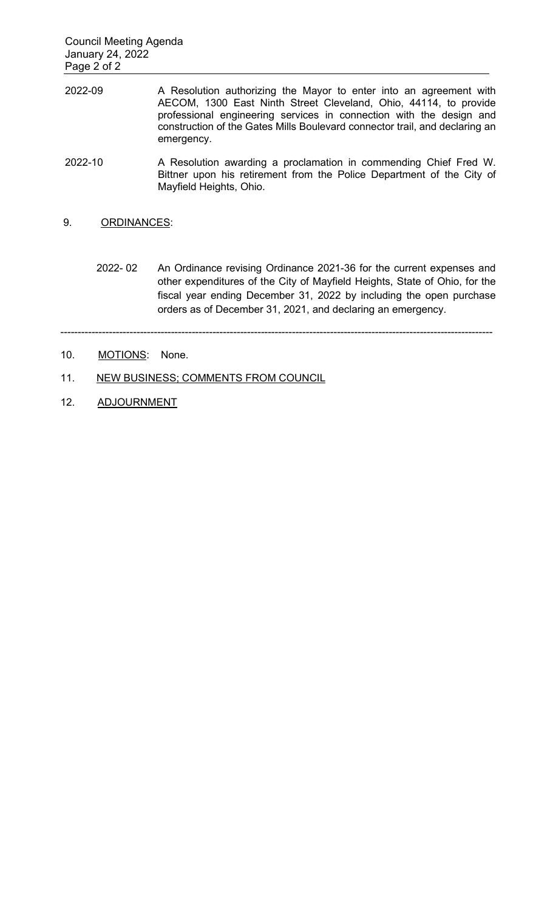2022-09 A Resolution authorizing the Mayor to enter into an agreement with AECOM, 1300 East Ninth Street Cleveland, Ohio, 44114, to provide professional engineering services in connection with the design and construction of the Gates Mills Boulevard connector trail, and declaring an emergency.

2022-10 A Resolution awarding a proclamation in commending Chief Fred W. Bittner upon his retirement from the Police Department of the City of Mayfield Heights, Ohio.

9. ORDINANCES:

2022- 02 An Ordinance revising Ordinance 2021-36 for the current expenses and other expenditures of the City of Mayfield Heights, State of Ohio, for the fiscal year ending December 31, 2022 by including the open purchase orders as of December 31, 2021, and declaring an emergency.

---

10. MOTIONS: None.

11. NEW BUSINESS; COMMENTS FROM COUNCIL

12. ADJOURNMENT